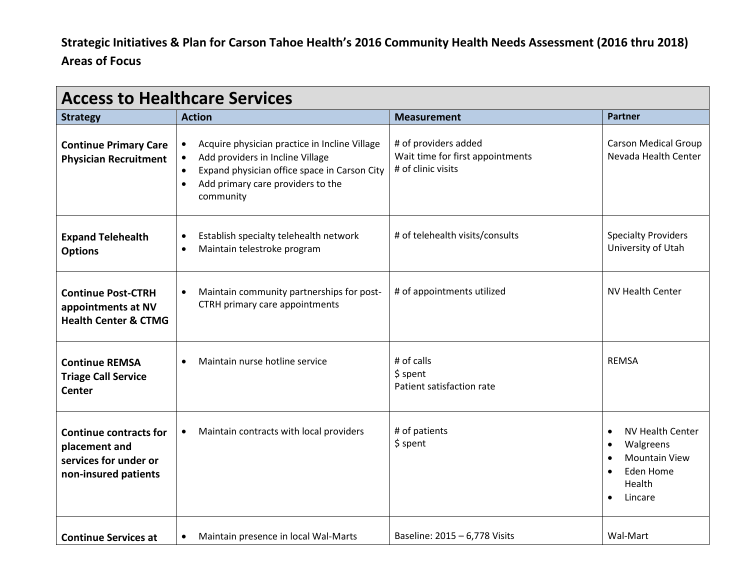**Strategic Initiatives & Plan for Carson Tahoe Health's 2016 Community Health Needs Assessment (2016 thru 2018)**

**Areas of Focus**

## Access to Healthcare Services

| Strategy | Action | Measurement | Partner |
|---|---|---|---|
| **Continue Primary Care Physician Recruitment** | • Acquire physician practice in Incline Village<br>• Add providers in Incline Village<br>• Expand physician office space in Carson City<br>• Add primary care providers to the community | # of providers added<br>Wait time for first appointments<br># of clinic visits | Carson Medical Group<br>Nevada Health Center |
| **Expand Telehealth Options** | • Establish specialty telehealth network<br>• Maintain telestroke program | # of telehealth visits/consults | Specialty Providers<br>University of Utah |
| **Continue Post-CTRH appointments at NV Health Center & CTMG** | • Maintain community partnerships for post-CTRH primary care appointments | # of appointments utilized | NV Health Center |
| **Continue REMSA Triage Call Service Center** | • Maintain nurse hotline service | # of calls<br>$ spent<br>Patient satisfaction rate | REMSA |
| **Continue contracts for placement and services for under or non-insured patients** | • Maintain contracts with local providers | # of patients<br>$ spent | • NV Health Center<br>• Walgreens<br>• Mountain View<br>• Eden Home Health<br>• Lincare |
| **Continue Services at** | • Maintain presence in local Wal-Marts | Baseline: 2015 – 6,778 Visits | Wal-Mart |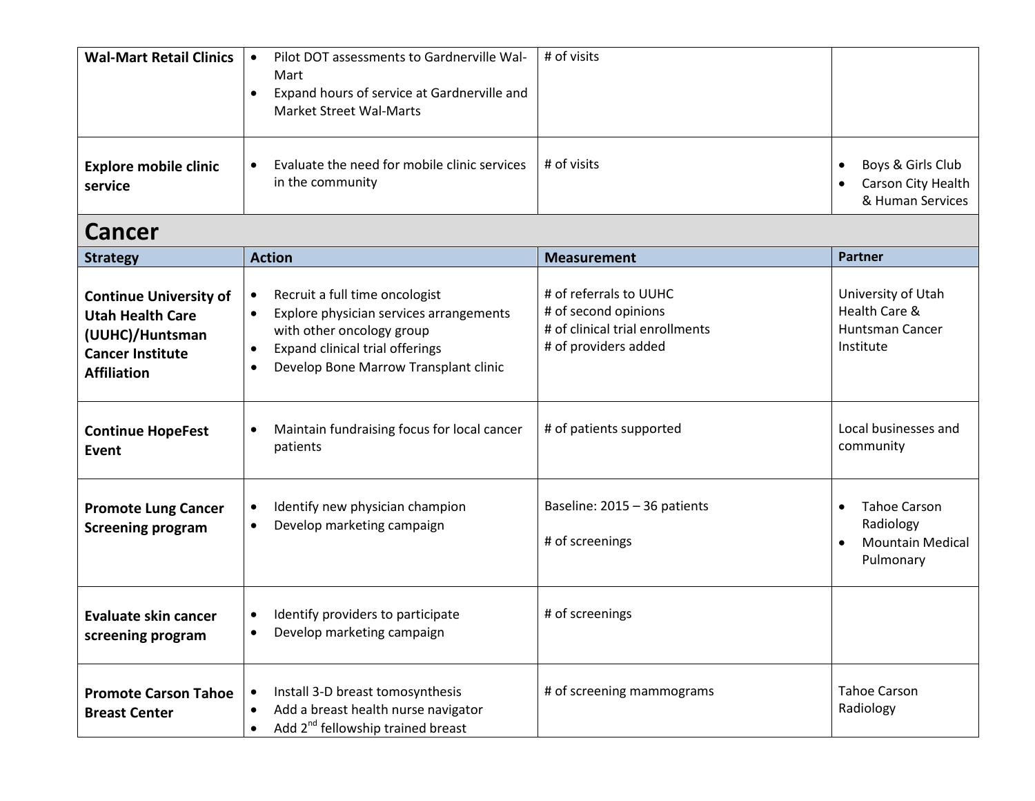| | | | |
|---|---|---|---|
| **Wal-Mart Retail Clinics** | • Pilot DOT assessments to Gardnerville Wal-Mart<br>• Expand hours of service at Gardnerville and Market Street Wal-Marts | # of visits | |
| **Explore mobile clinic service** | • Evaluate the need for mobile clinic services in the community | # of visits | • Boys & Girls Club<br>• Carson City Health & Human Services |

## Cancer

| Strategy | Action | Measurement | Partner |
|---|---|---|---|
| **Continue University of Utah Health Care (UUHC)/Huntsman Cancer Institute Affiliation** | • Recruit a full time oncologist<br>• Explore physician services arrangements with other oncology group<br>• Expand clinical trial offerings<br>• Develop Bone Marrow Transplant clinic | # of referrals to UUHC<br># of second opinions<br># of clinical trial enrollments<br># of providers added | University of Utah Health Care & Huntsman Cancer Institute |
| **Continue HopeFest Event** | • Maintain fundraising focus for local cancer patients | # of patients supported | Local businesses and community |
| **Promote Lung Cancer Screening program** | • Identify new physician champion<br>• Develop marketing campaign | Baseline: 2015 – 36 patients<br><br># of screenings | • Tahoe Carson Radiology<br>• Mountain Medical Pulmonary |
| **Evaluate skin cancer screening program** | • Identify providers to participate<br>• Develop marketing campaign | # of screenings | |
| **Promote Carson Tahoe Breast Center** | • Install 3-D breast tomosynthesis<br>• Add a breast health nurse navigator<br>• Add 2nd fellowship trained breast | # of screening mammograms | Tahoe Carson Radiology |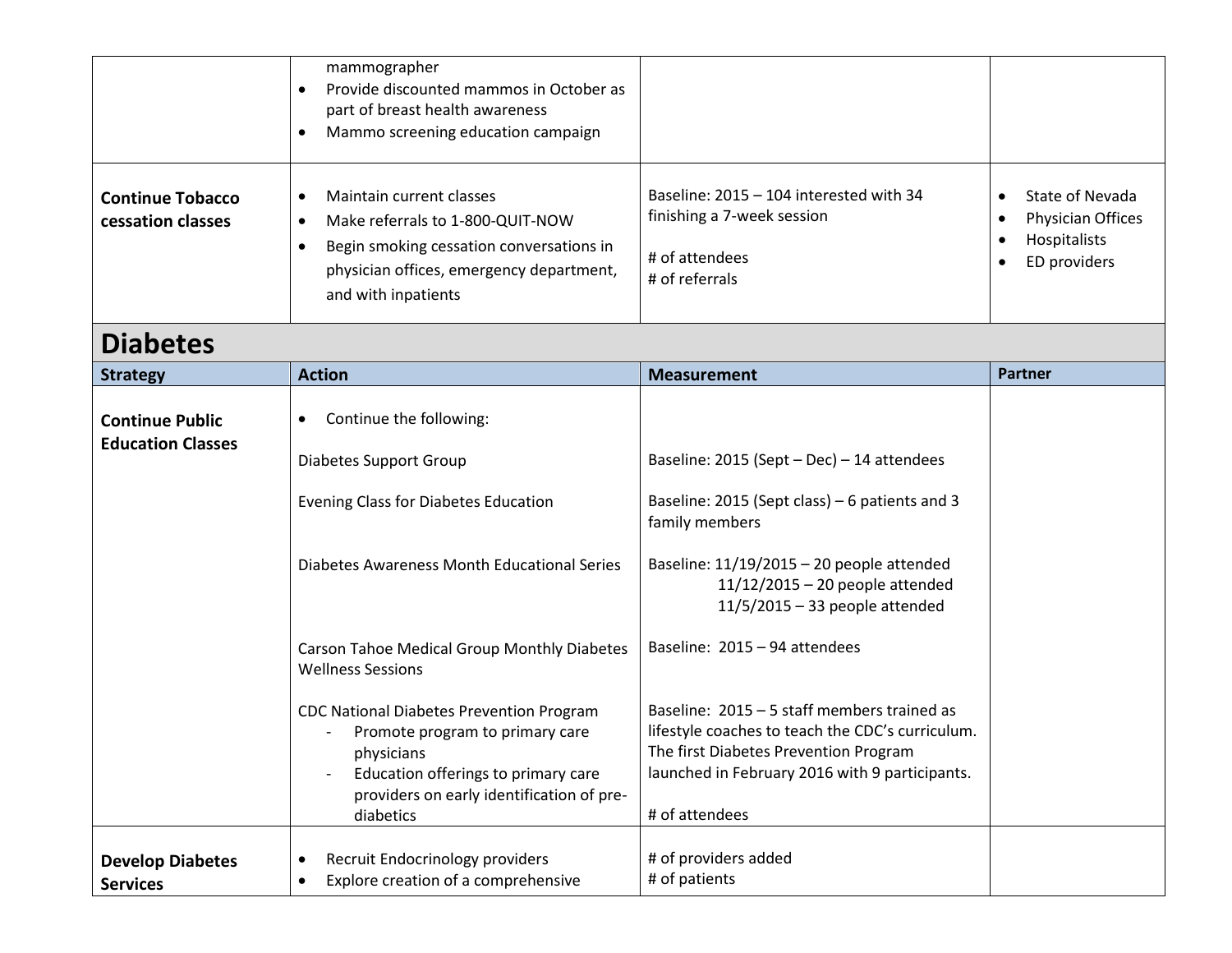| | | | |
|---|---|---|---|
| | mammographer<br>• Provide discounted mammos in October as part of breast health awareness<br>• Mammo screening education campaign | | |
| **Continue Tobacco cessation classes** | • Maintain current classes<br>• Make referrals to 1-800-QUIT-NOW<br>• Begin smoking cessation conversations in physician offices, emergency department, and with inpatients | Baseline: 2015 – 104 interested with 34 finishing a 7-week session<br><br># of attendees<br># of referrals | • State of Nevada<br>• Physician Offices<br>• Hospitalists<br>• ED providers |

## Diabetes

| Strategy | Action | Measurement | Partner |
|---|---|---|---|
| **Continue Public Education Classes** | • Continue the following:<br><br>Diabetes Support Group<br><br>Evening Class for Diabetes Education<br><br>Diabetes Awareness Month Educational Series<br><br>Carson Tahoe Medical Group Monthly Diabetes Wellness Sessions<br><br>CDC National Diabetes Prevention Program<br>- Promote program to primary care physicians<br>- Education offerings to primary care providers on early identification of pre-diabetics | <br><br>Baseline: 2015 (Sept – Dec) – 14 attendees<br><br>Baseline: 2015 (Sept class) – 6 patients and 3 family members<br><br>Baseline: 11/19/2015 – 20 people attended<br>11/12/2015 – 20 people attended<br>11/5/2015 – 33 people attended<br><br>Baseline: 2015 – 94 attendees<br><br>Baseline: 2015 – 5 staff members trained as lifestyle coaches to teach the CDC's curriculum. The first Diabetes Prevention Program launched in February 2016 with 9 participants.<br><br># of attendees | |
| **Develop Diabetes Services** | • Recruit Endocrinology providers<br>• Explore creation of a comprehensive | # of providers added<br># of patients | |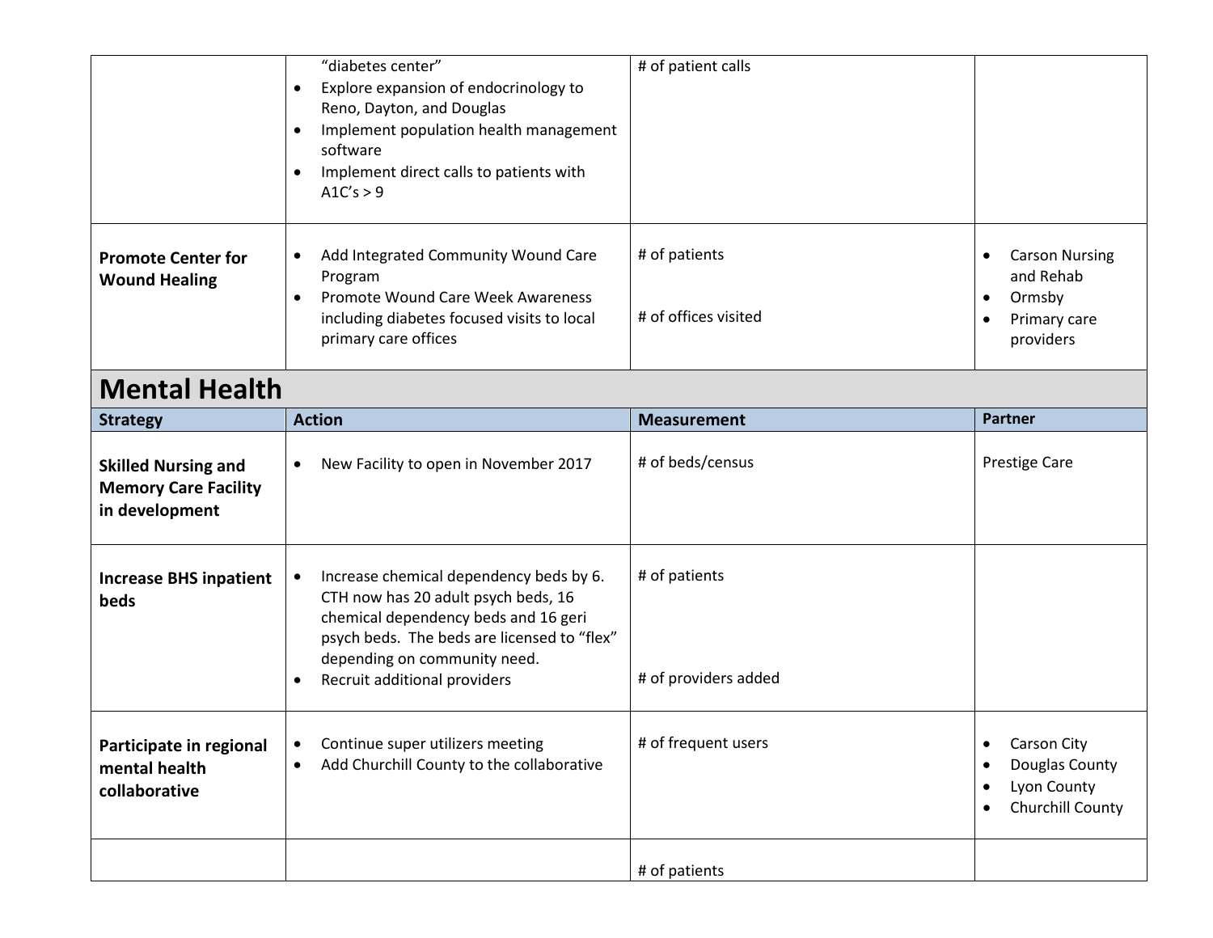| | | | |
|---|---|---|---|
| | "diabetes center"<br>• Explore expansion of endocrinology to Reno, Dayton, and Douglas<br>• Implement population health management software<br>• Implement direct calls to patients with A1C's > 9 | # of patient calls | |
| **Promote Center for Wound Healing** | • Add Integrated Community Wound Care Program<br>• Promote Wound Care Week Awareness including diabetes focused visits to local primary care offices | # of patients<br><br># of offices visited | • Carson Nursing and Rehab<br>• Ormsby<br>• Primary care providers |

## Mental Health

| Strategy | Action | Measurement | Partner |
|---|---|---|---|
| **Skilled Nursing and Memory Care Facility in development** | • New Facility to open in November 2017 | # of beds/census | Prestige Care |
| **Increase BHS inpatient beds** | • Increase chemical dependency beds by 6. CTH now has 20 adult psych beds, 16 chemical dependency beds and 16 geri psych beds. The beds are licensed to "flex" depending on community need.<br>• Recruit additional providers | # of patients<br><br># of providers added | |
| **Participate in regional mental health collaborative** | • Continue super utilizers meeting<br>• Add Churchill County to the collaborative | # of frequent users | • Carson City<br>• Douglas County<br>• Lyon County<br>• Churchill County |
| | | # of patients | |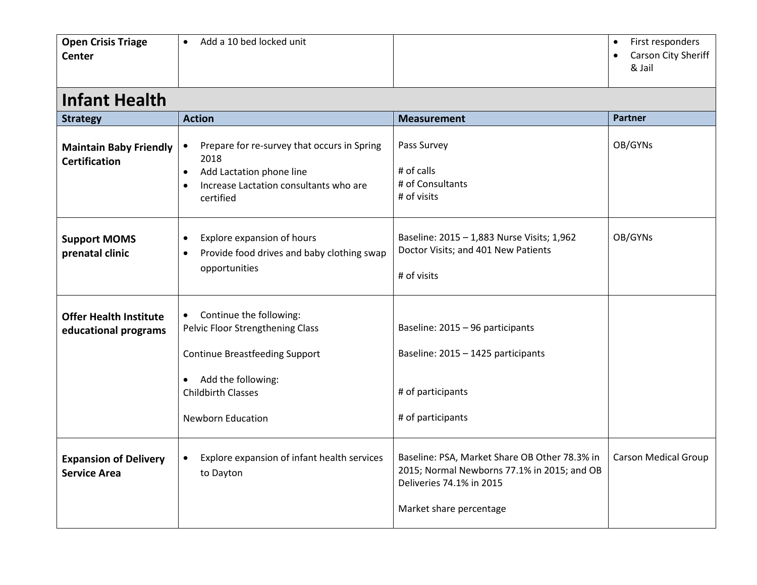| | | | |
|---|---|---|---|
| **Open Crisis Triage Center** | • Add a 10 bed locked unit | | • First responders<br>• Carson City Sheriff & Jail |

## Infant Health

| Strategy | Action | Measurement | Partner |
|---|---|---|---|
| **Maintain Baby Friendly Certification** | • Prepare for re-survey that occurs in Spring 2018<br>• Add Lactation phone line<br>• Increase Lactation consultants who are certified | Pass Survey<br><br># of calls<br># of Consultants<br># of visits | OB/GYNs |
| **Support MOMS prenatal clinic** | • Explore expansion of hours<br>• Provide food drives and baby clothing swap opportunities | Baseline: 2015 – 1,883 Nurse Visits; 1,962 Doctor Visits; and 401 New Patients<br><br># of visits | OB/GYNs |
| **Offer Health Institute educational programs** | • Continue the following:<br>Pelvic Floor Strengthening Class<br><br>Continue Breastfeeding Support<br><br>• Add the following:<br>Childbirth Classes<br><br>Newborn Education | <br>Baseline: 2015 – 96 participants<br><br>Baseline: 2015 – 1425 participants<br><br><br># of participants<br><br># of participants | |
| **Expansion of Delivery Service Area** | • Explore expansion of infant health services to Dayton | Baseline: PSA, Market Share OB Other 78.3% in 2015; Normal Newborns 77.1% in 2015; and OB Deliveries 74.1% in 2015<br><br>Market share percentage | Carson Medical Group |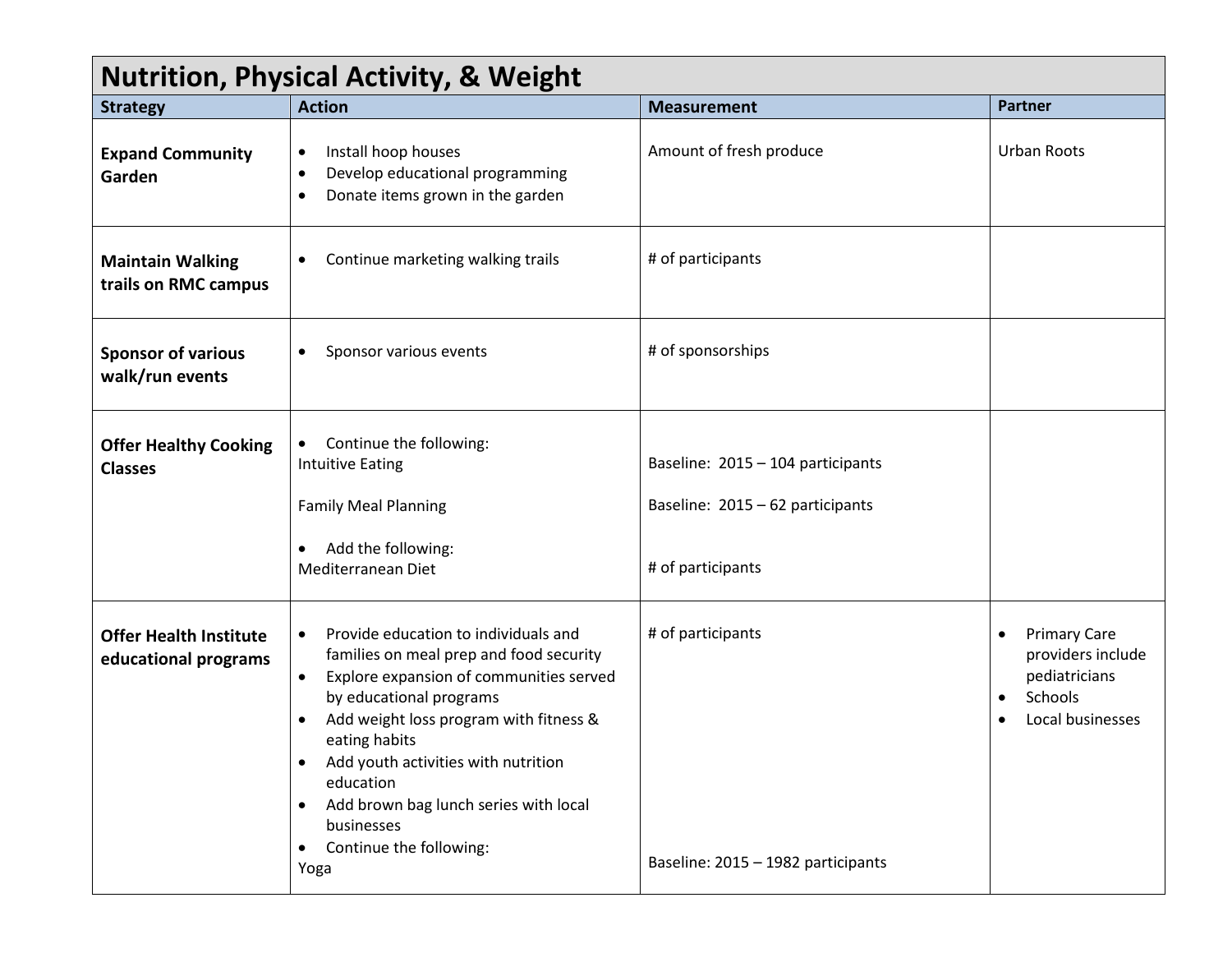| Nutrition, Physical Activity, & Weight | | | |
|---|---|---|---|
| **Strategy** | **Action** | **Measurement** | **Partner** |
| **Expand Community Garden** | • Install hoop houses<br>• Develop educational programming<br>• Donate items grown in the garden | Amount of fresh produce | Urban Roots |
| **Maintain Walking trails on RMC campus** | • Continue marketing walking trails | # of participants | |
| **Sponsor of various walk/run events** | • Sponsor various events | # of sponsorships | |
| **Offer Healthy Cooking Classes** | • Continue the following:<br>Intuitive Eating<br><br>Family Meal Planning<br><br>• Add the following:<br>Mediterranean Diet | <br>Baseline: 2015 – 104 participants<br><br>Baseline: 2015 – 62 participants<br><br><br># of participants | |
| **Offer Health Institute educational programs** | • Provide education to individuals and families on meal prep and food security<br>• Explore expansion of communities served by educational programs<br>• Add weight loss program with fitness & eating habits<br>• Add youth activities with nutrition education<br>• Add brown bag lunch series with local businesses<br>• Continue the following:<br>Yoga | # of participants<br><br><br><br><br><br><br><br><br><br>Baseline: 2015 – 1982 participants | • Primary Care providers include pediatricians<br>• Schools<br>• Local businesses |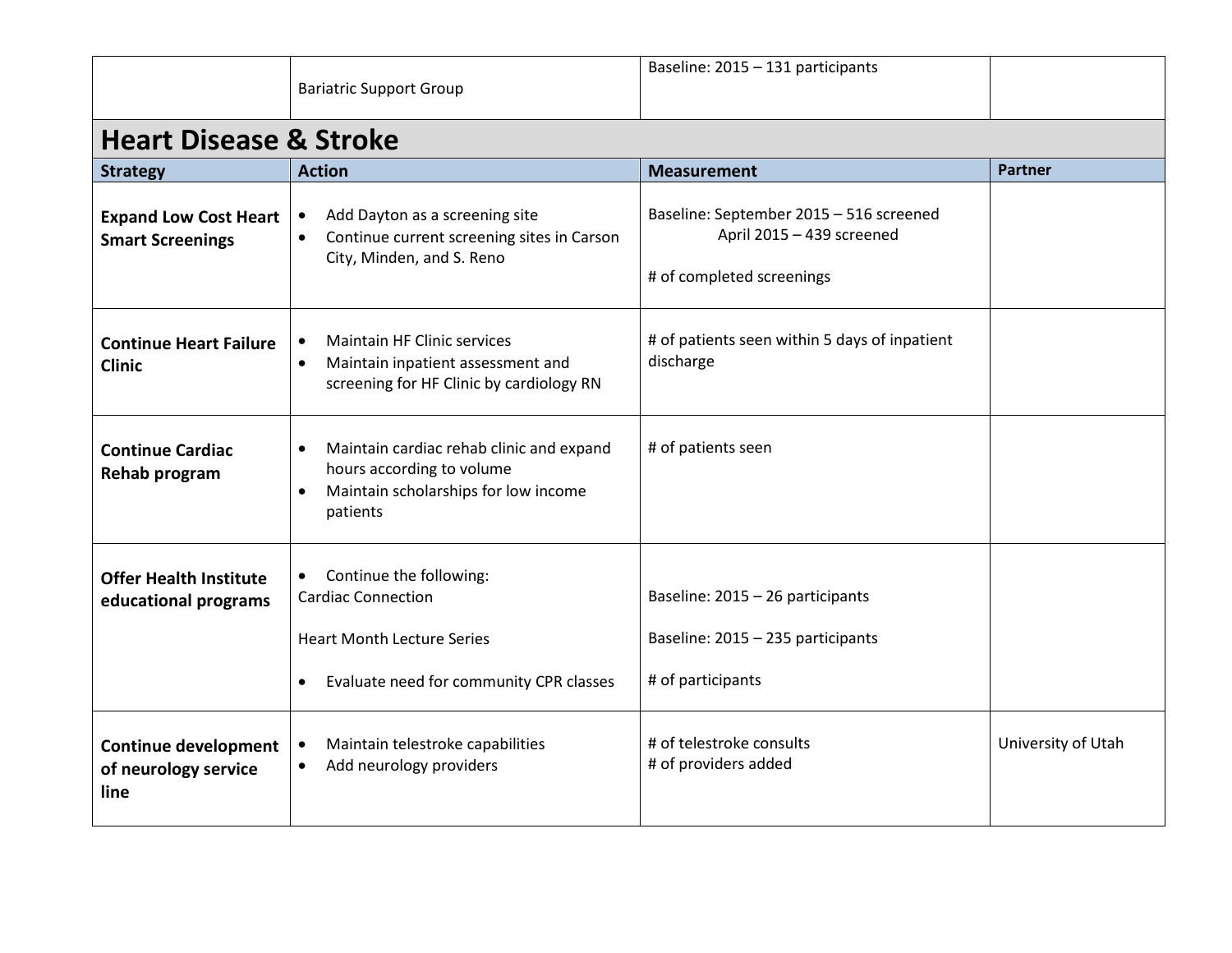| | | | |
|---|---|---|---|
| | Bariatric Support Group | Baseline: 2015 – 131 participants | |

## Heart Disease & Stroke

| Strategy | Action | Measurement | Partner |
|---|---|---|---|
| **Expand Low Cost Heart Smart Screenings** | • Add Dayton as a screening site<br>• Continue current screening sites in Carson City, Minden, and S. Reno | Baseline: September 2015 – 516 screened<br>April 2015 – 439 screened<br><br># of completed screenings | |
| **Continue Heart Failure Clinic** | • Maintain HF Clinic services<br>• Maintain inpatient assessment and screening for HF Clinic by cardiology RN | # of patients seen within 5 days of inpatient discharge | |
| **Continue Cardiac Rehab program** | • Maintain cardiac rehab clinic and expand hours according to volume<br>• Maintain scholarships for low income patients | # of patients seen | |
| **Offer Health Institute educational programs** | • Continue the following:<br>Cardiac Connection<br><br>Heart Month Lecture Series<br><br>• Evaluate need for community CPR classes | Baseline: 2015 – 26 participants<br><br>Baseline: 2015 – 235 participants<br><br># of participants | |
| **Continue development of neurology service line** | • Maintain telestroke capabilities<br>• Add neurology providers | # of telestroke consults<br># of providers added | University of Utah |